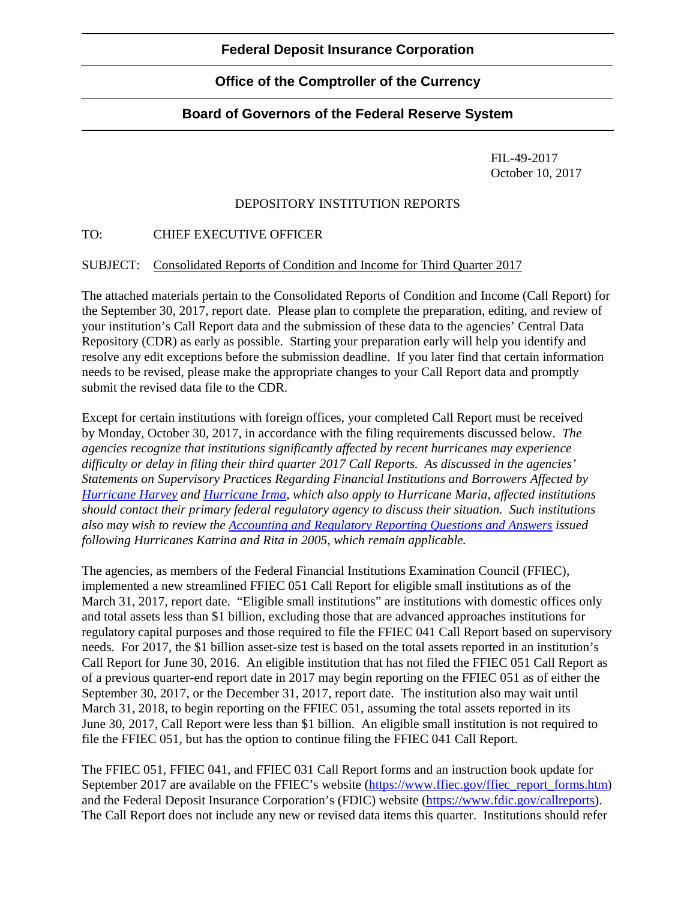**Federal Deposit Insurance Corporation**

**Office of the Comptroller of the Currency**

**Board of Governors of the Federal Reserve System**

FIL-49-2017
October 10, 2017

DEPOSITORY INSTITUTION REPORTS

TO: CHIEF EXECUTIVE OFFICER

SUBJECT: Consolidated Reports of Condition and Income for Third Quarter 2017

The attached materials pertain to the Consolidated Reports of Condition and Income (Call Report) for the September 30, 2017, report date. Please plan to complete the preparation, editing, and review of your institution's Call Report data and the submission of these data to the agencies' Central Data Repository (CDR) as early as possible. Starting your preparation early will help you identify and resolve any edit exceptions before the submission deadline. If you later find that certain information needs to be revised, please make the appropriate changes to your Call Report data and promptly submit the revised data file to the CDR.

Except for certain institutions with foreign offices, your completed Call Report must be received by Monday, October 30, 2017, in accordance with the filing requirements discussed below. *The agencies recognize that institutions significantly affected by recent hurricanes may experience difficulty or delay in filing their third quarter 2017 Call Reports. As discussed in the agencies' Statements on Supervisory Practices Regarding Financial Institutions and Borrowers Affected by Hurricane Harvey and Hurricane Irma, which also apply to Hurricane Maria, affected institutions should contact their primary federal regulatory agency to discuss their situation. Such institutions also may wish to review the Accounting and Regulatory Reporting Questions and Answers issued following Hurricanes Katrina and Rita in 2005, which remain applicable.*

The agencies, as members of the Federal Financial Institutions Examination Council (FFIEC), implemented a new streamlined FFIEC 051 Call Report for eligible small institutions as of the March 31, 2017, report date. "Eligible small institutions" are institutions with domestic offices only and total assets less than $1 billion, excluding those that are advanced approaches institutions for regulatory capital purposes and those required to file the FFIEC 041 Call Report based on supervisory needs. For 2017, the $1 billion asset-size test is based on the total assets reported in an institution's Call Report for June 30, 2016. An eligible institution that has not filed the FFIEC 051 Call Report as of a previous quarter-end report date in 2017 may begin reporting on the FFIEC 051 as of either the September 30, 2017, or the December 31, 2017, report date. The institution also may wait until March 31, 2018, to begin reporting on the FFIEC 051, assuming the total assets reported in its June 30, 2017, Call Report were less than $1 billion. An eligible small institution is not required to file the FFIEC 051, but has the option to continue filing the FFIEC 041 Call Report.

The FFIEC 051, FFIEC 041, and FFIEC 031 Call Report forms and an instruction book update for September 2017 are available on the FFIEC's website (https://www.ffiec.gov/ffiec_report_forms.htm) and the Federal Deposit Insurance Corporation's (FDIC) website (https://www.fdic.gov/callreports). The Call Report does not include any new or revised data items this quarter. Institutions should refer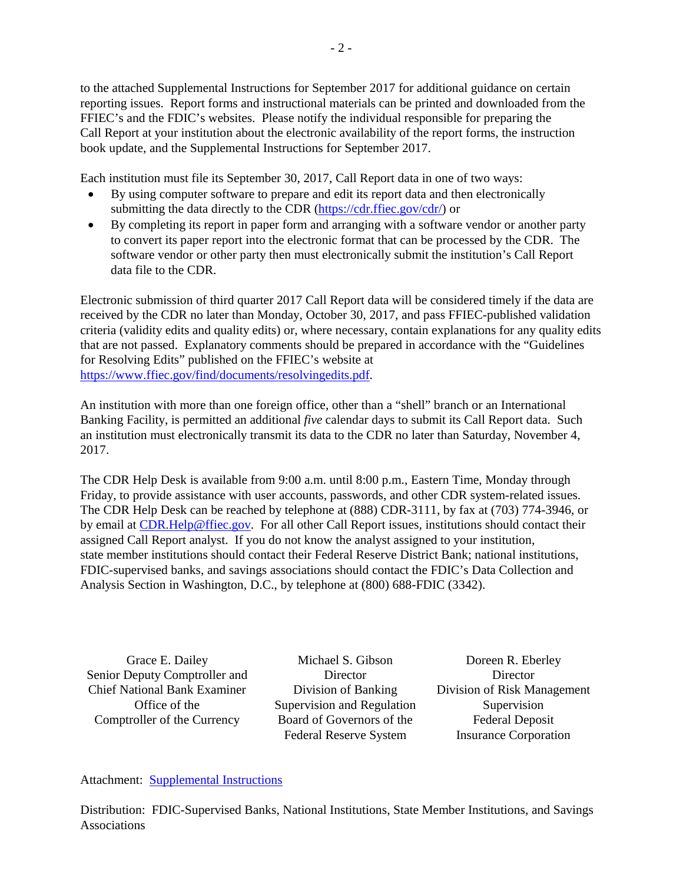to the attached Supplemental Instructions for September 2017 for additional guidance on certain reporting issues. Report forms and instructional materials can be printed and downloaded from the FFIEC's and the FDIC's websites. Please notify the individual responsible for preparing the Call Report at your institution about the electronic availability of the report forms, the instruction book update, and the Supplemental Instructions for September 2017.

Each institution must file its September 30, 2017, Call Report data in one of two ways:

- By using computer software to prepare and edit its report data and then electronically submitting the data directly to the CDR (https://cdr.ffiec.gov/cdr/) or
- By completing its report in paper form and arranging with a software vendor or another party to convert its paper report into the electronic format that can be processed by the CDR. The software vendor or other party then must electronically submit the institution's Call Report data file to the CDR.

Electronic submission of third quarter 2017 Call Report data will be considered timely if the data are received by the CDR no later than Monday, October 30, 2017, and pass FFIEC-published validation criteria (validity edits and quality edits) or, where necessary, contain explanations for any quality edits that are not passed. Explanatory comments should be prepared in accordance with the "Guidelines for Resolving Edits" published on the FFIEC's website at https://www.ffiec.gov/find/documents/resolvingedits.pdf.

An institution with more than one foreign office, other than a "shell" branch or an International Banking Facility, is permitted an additional *five* calendar days to submit its Call Report data. Such an institution must electronically transmit its data to the CDR no later than Saturday, November 4, 2017.

The CDR Help Desk is available from 9:00 a.m. until 8:00 p.m., Eastern Time, Monday through Friday, to provide assistance with user accounts, passwords, and other CDR system-related issues. The CDR Help Desk can be reached by telephone at (888) CDR-3111, by fax at (703) 774-3946, or by email at CDR.Help@ffiec.gov. For all other Call Report issues, institutions should contact their assigned Call Report analyst. If you do not know the analyst assigned to your institution, state member institutions should contact their Federal Reserve District Bank; national institutions, FDIC-supervised banks, and savings associations should contact the FDIC's Data Collection and Analysis Section in Washington, D.C., by telephone at (800) 688-FDIC (3342).

Grace E. Dailey
Senior Deputy Comptroller and
Chief National Bank Examiner
Office of the
Comptroller of the Currency

Michael S. Gibson
Director
Division of Banking
Supervision and Regulation
Board of Governors of the
Federal Reserve System

Doreen R. Eberley
Director
Division of Risk Management
Supervision
Federal Deposit
Insurance Corporation

Attachment: Supplemental Instructions

Distribution: FDIC-Supervised Banks, National Institutions, State Member Institutions, and Savings Associations